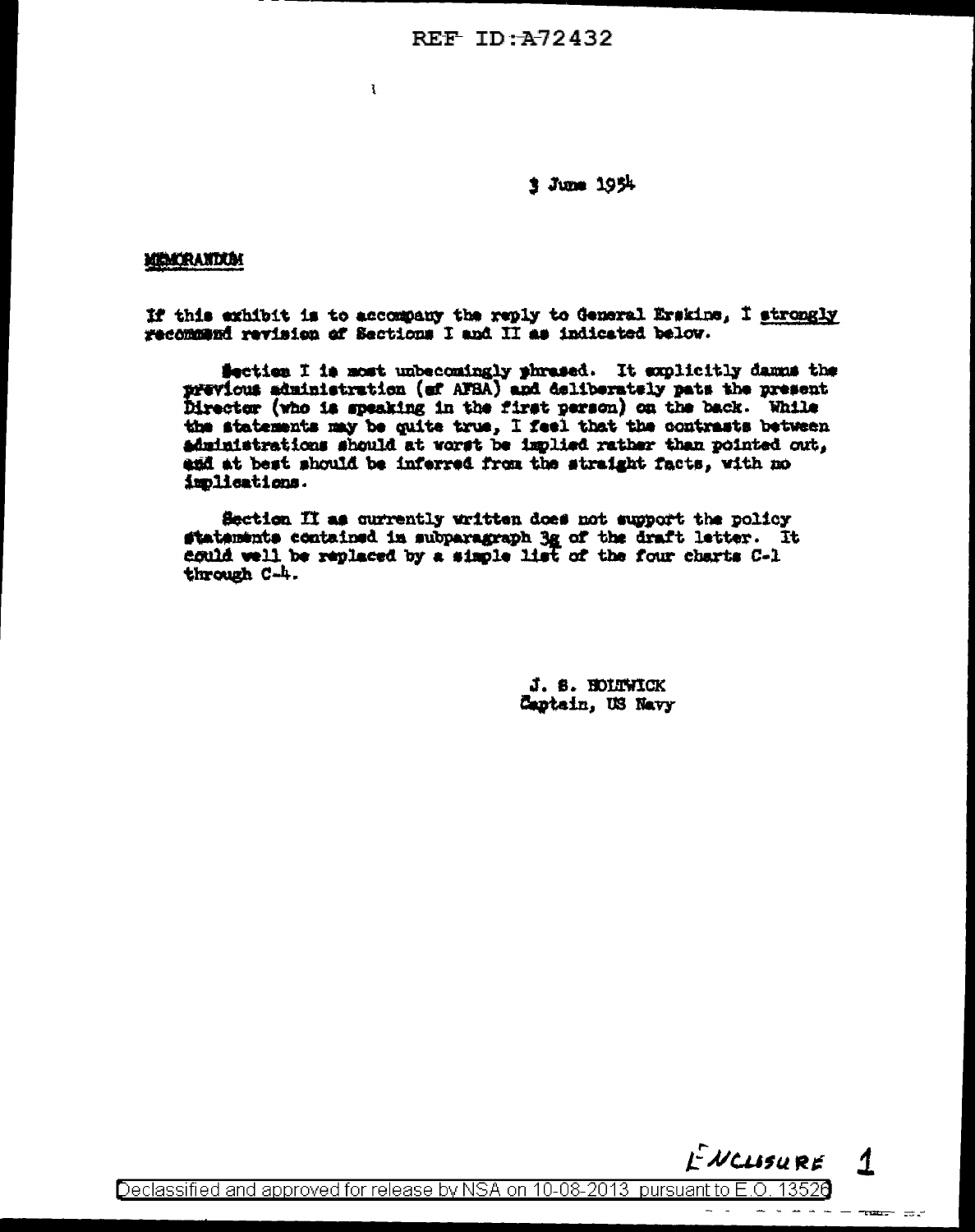REF ID:A72432

3 June 1954

**MEMORANDUM**

If this exhibit is to accompany the reply to General Erskine, I <u>strongly</u> recommend revision of Sections I and II as indicated below.

Section I is most unbecomingly phrased. It explicitly damns the previous administration (of AFSA) and deliberately pats the present Director (who is speaking in the first person) on the back. While the statements may be quite true, I feel that the contrasts between administrations should at worst be implied rather than pointed out, and at best should be inferred from the straight facts, with no implications.

Section II as currently written does not support the policy statements contained in subparagraph 3g of the draft letter. It could well be replaced by a simple list of the four charts C-1 through C-4.

J. S. HOLTWICK
Captain, US Navy

ENCLOSURE 1

Declassified and approved for release by NSA on 10-08-2013 pursuant to E.O. 13526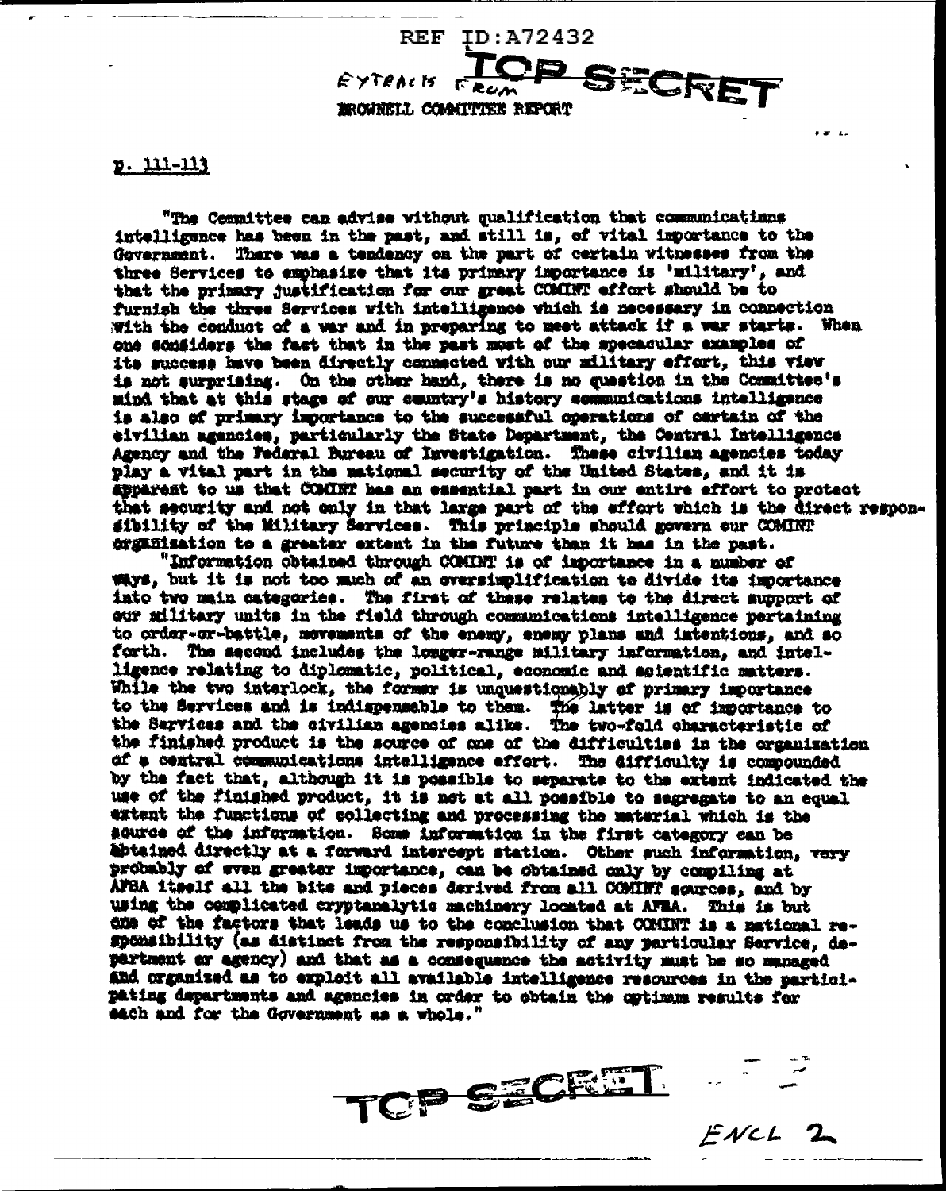REF ID:A72432

EXTRACTS FROM **TOP SECRET**

BROWNELL COMMITTEE REPORT

p. 111-113

"The Committee can advise without qualification that communications intelligence has been in the past, and still is, of vital importance to the Government. There was a tendency on the part of certain witnesses from the three Services to emphasize that its primary importance is 'military', and that the primary justification for our great COMINT effort should be to furnish the three Services with intelligence which is necessary in connection with the conduct of a war and in preparing to meet attack if a war starts. When one considers the fact that in the past most of the specacular examples of its success have been directly connected with our military effort, this view is not surprising. On the other hand, there is no question in the Committee's mind that at this stage of our country's history communications intelligence is also of primary importance to the successful operations of certain of the civilian agencies, particularly the State Department, the Central Intelligence Agency and the Federal Bureau of Investigation. These civilian agencies today play a vital part in the national security of the United States, and it is apparent to us that COMINT has an essential part in our entire effort to protect that security and not only in that large part of the effort which is the direct responsibility of the Military Services. This principle should govern our COMINT organization to a greater extent in the future than it has in the past.

"Information obtained through COMINT is of importance in a number of ways, but it is not too much of an oversimplification to divide its importance into two main categories. The first of these relates to the direct support of our military units in the field through communications intelligence pertaining to order-or-battle, movements of the enemy, enemy plans and intentions, and so forth. The second includes the longer-range military information, and intelligence relating to diplomatic, political, economic and scientific matters. While the two interlock, the former is unquestionably of primary importance to the Services and is indispensable to them. The latter is of importance to the Services and the civilian agencies alike. The two-fold characteristic of the finished product is the source of one of the difficulties in the organization of a central communications intelligence effort. The difficulty is compounded by the fact that, although it is possible to separate to the extent indicated the use of the finished product, it is not at all possible to segregate to an equal extent the functions of collecting and processing the material which is the source of the information. Some information in the first category can be obtained directly at a forward intercept station. Other such information, very probably of even greater importance, can be obtained only by compiling at AFSA itself all the bits and pieces derived from all COMINT sources, and by using the complicated cryptanalytic machinery located at AFSA. This is but one of the factors that leads us to the conclusion that COMINT is a national responsibility (as distinct from the responsibility of any particular Service, department or agency) and that as a consequence the activity must be so managed and organized as to exploit all available intelligence resources in the participating departments and agencies in order to obtain the optimum results for each and for the Government as a whole."

**TOP SECRET**

ENCL 2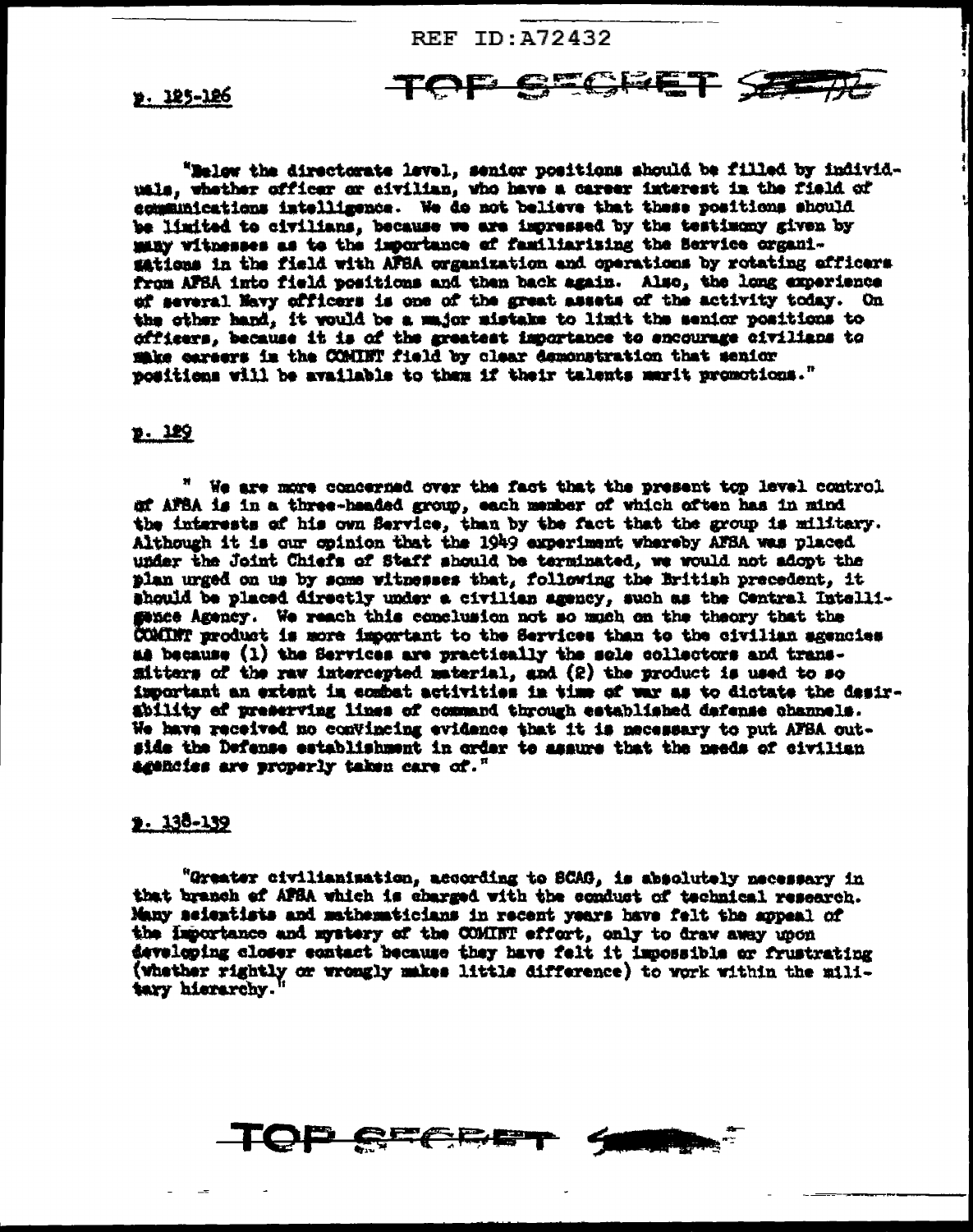p. 125-126

"Below the directorate level, senior positions should be filled by individuals, whether officer or civilian, who have a career interest in the field of communications intelligence. We do not believe that these positions should be limited to civilians, because we are impressed by the testimony given by many witnesses as to the importance of familiarizing the Service organizations in the field with AFSA organization and operations by rotating officers from AFSA into field positions and then back again. Also, the long experience of several Navy officers is one of the great assets of the activity today. On the other hand, it would be a major mistake to limit the senior positions to officers, because it is of the greatest importance to encourage civilians to make careers in the COMINT field by clear demonstration that senior positions will be available to them if their talents merit promotions."

p. 129

" We are more concerned over the fact that the present top level control of AFSA is in a three-headed group, each member of which often has in mind the interests of his own Service, than by the fact that the group is military. Although it is our opinion that the 1949 experiment whereby AFSA was placed under the Joint Chiefs of Staff should be terminated, we would not adopt the plan urged on us by some witnesses that, following the British precedent, it should be placed directly under a civilian agency, such as the Central Intelligence Agency. We reach this conclusion not so much on the theory that the COMINT product is more important to the Services than to the civilian agencies as because (1) the Services are practically the sole collectors and transmitters of the raw intercepted material, and (2) the product is used to so important an extent in combat activities in time of war as to dictate the desirability of preserving lines of command through established defense channels. We have received no convincing evidence that it is necessary to put AFSA outside the Defense establishment in order to assure that the needs of civilian agencies are properly taken care of."

p. 138-139

"Greater civilianization, according to SCAG, is absolutely necessary in that branch of AFSA which is charged with the conduct of technical research. Many scientists and mathematicians in recent years have felt the appeal of the importance and mystery of the COMINT effort, only to draw away upon developing closer contact because they have felt it impossible or frustrating (whether rightly or wrongly makes little difference) to work within the military hierarchy."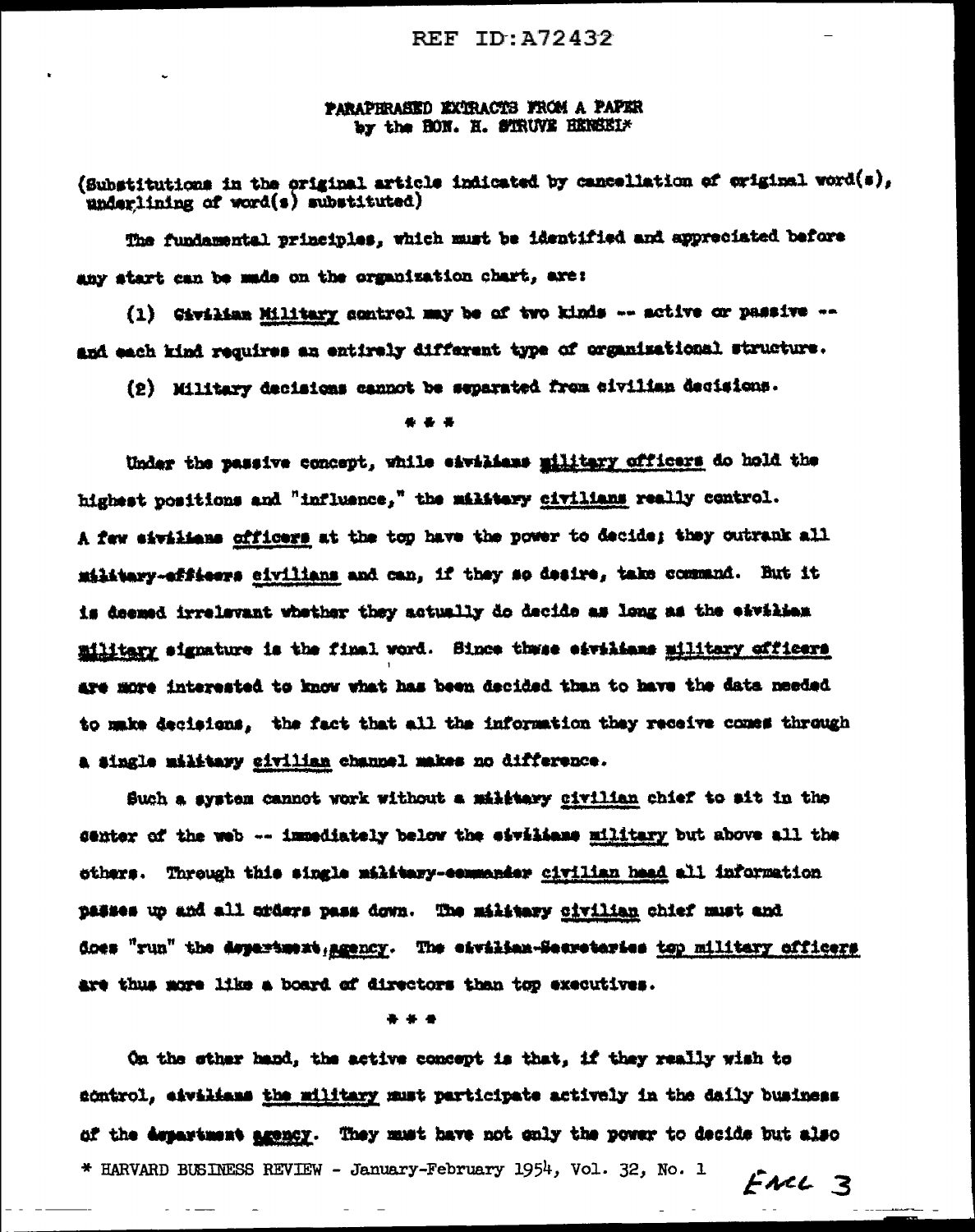PARAPHRASED EXTRACTS FROM A PAPER
by the HON. H. STRUVE HENSEL*

(Substitutions in the original article indicated by cancellation of original word(s), underlining of word(s) substituted)

The fundamental principles, which must be identified and appreciated before any start can be made on the organization chart, are:

(1) ~~Civilian~~ <u>Military</u> control may be of two kinds -- active or passive -- and each kind requires an entirely different type of organizational structure.

(2) Military decisions cannot be separated from civilian decisions.

\* \* \*

Under the passive concept, while ~~civilians~~ <u>military officers</u> do hold the highest positions and "influence," the ~~military~~ <u>civilians</u> really control. A few ~~civilians~~ <u>officers</u> at the top have the power to decide; they outrank all ~~military-officers~~ <u>civilians</u> and can, if they so desire, take command. But it is deemed irrelevant whether they actually do decide as long as the ~~civilian~~ <u>military</u> signature is the final word. Since these ~~civilians~~ <u>military officers</u> are more interested to know what has been decided than to have the data needed to make decisions, the fact that all the information they receive comes through a single ~~military~~ <u>civilian</u> channel makes no difference.

Such a system cannot work without a ~~military~~ <u>civilian</u> chief to sit in the center of the web -- immediately below the ~~civilians~~ <u>military</u> but above all the others. Through this single ~~military-commander~~ <u>civilian head</u> all information passes up and all orders pass down. The ~~military~~ <u>civilian</u> chief must and does "run" the ~~department~~ <u>agency</u>. The ~~civilian-Secretaries~~ <u>top military officers</u> are thus more like a board of directors than top executives.

\* \* \*

On the other hand, the active concept is that, if they really wish to control, ~~civilians~~ <u>the military</u> must participate actively in the daily business of the ~~department~~ <u>agency</u>. They must have not only the power to decide but also

\* HARVARD BUSINESS REVIEW - January-February 1954, Vol. 32, No. 1

Encl 3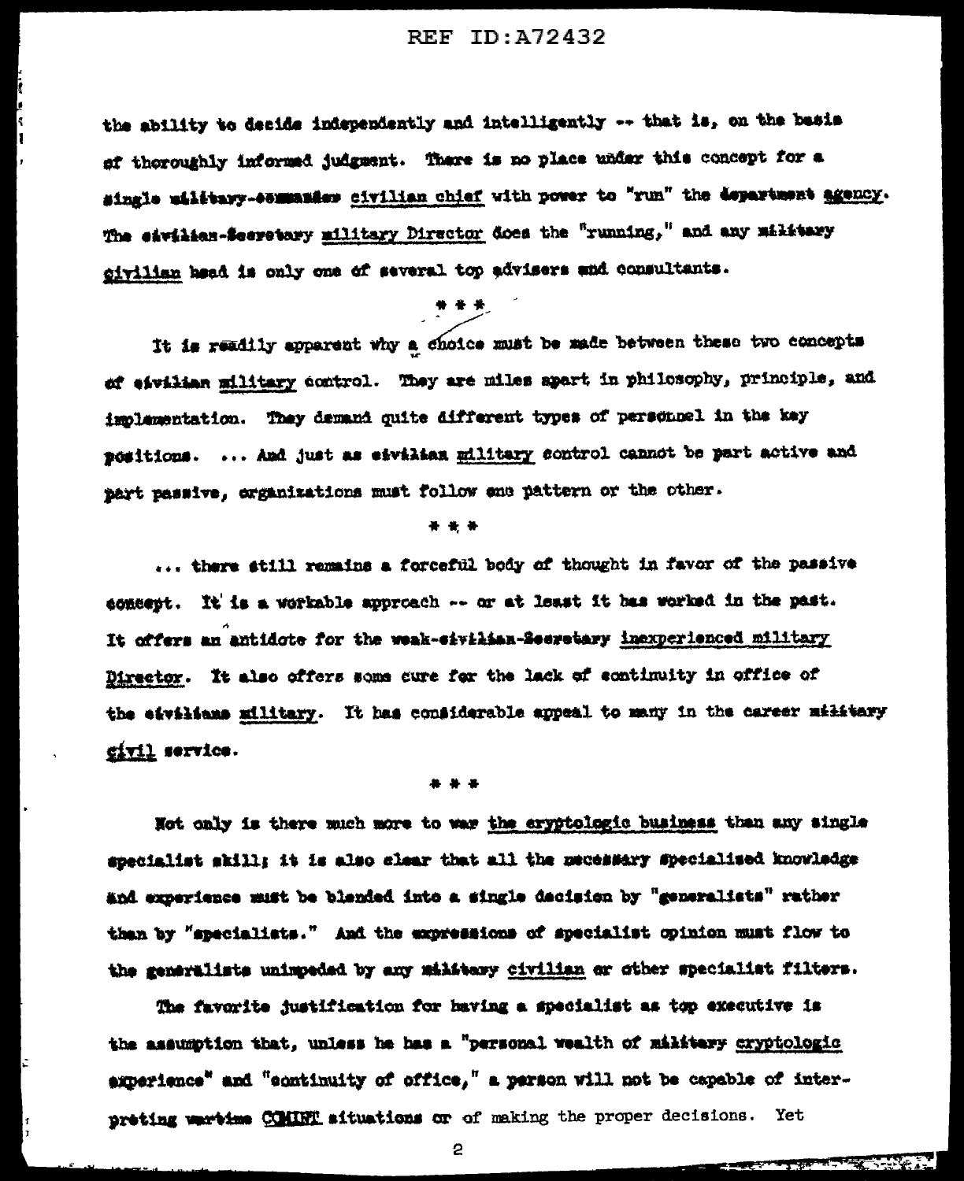the ability to decide independently and intelligently -- that is, on the basis of thoroughly informed judgment. There is no place under this concept for a single ~~military-commander~~ civilian chief with power to "run" the ~~department~~ agency. The ~~civilian-Secretary~~ military Director does the "running," and any ~~military~~ civilian head is only one of several top advisers and consultants.

* * *

It is readily apparent why a choice must be made between these two concepts of ~~civilian~~ military control. They are miles apart in philosophy, principle, and implementation. They demand quite different types of personnel in the key positions. ... And just as ~~civilian~~ military control cannot be part active and part passive, organizations must follow one pattern or the other.

* * *

... there still remains a forceful body of thought in favor of the passive concept. It is a workable approach -- or at least it has worked in the past. It offers an antidote for the ~~weak-civilian-Secretary~~ inexperienced military Director. It also offers some cure for the lack of continuity in office of the ~~civilians~~ military. It has considerable appeal to many in the career ~~military~~ civil service.

* * *

Not only is there much more to ~~war~~ the cryptologic business than any single specialist skill; it is also clear that all the necessary specialized knowledge and experience must be blended into a single decision by "generalists" rather than by "specialists." And the expressions of specialist opinion must flow to the generalists unimpeded by any ~~military~~ civilian or other specialist filters.

The favorite justification for having a specialist as top executive is the assumption that, unless he has a "personal wealth of ~~military~~ cryptologic experience" and "continuity of office," a person will not be capable of interpreting ~~wartime~~ COMINT situations or of making the proper decisions. Yet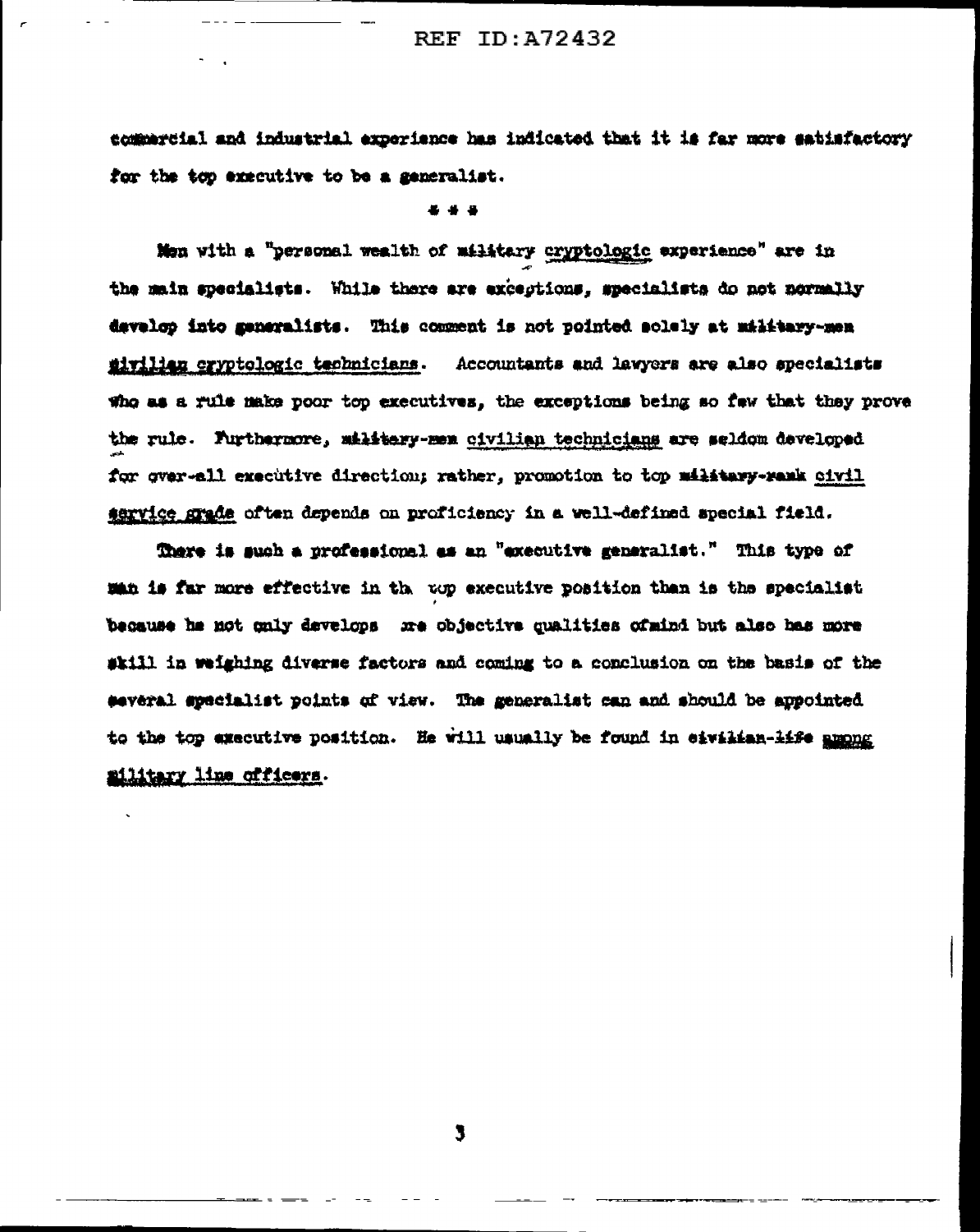commercial and industrial experience has indicated that it is far more satisfactory for the top executive to be a generalist.

\* \* \*

Men with a "personal wealth of ~~military~~ cryptologic experience" are in the main specialists. While there are exceptions, specialists do not normally develop into generalists. This comment is not pointed solely at ~~military-men~~ civilian cryptologic technicians. Accountants and lawyers are also specialists who as a rule make poor top executives, the exceptions being so few that they prove the rule. Furthermore, ~~military-men~~ civilian technicians are seldom developed for over-all executive direction; rather, promotion to top ~~military-rank~~ civil service grade often depends on proficiency in a well-defined special field.

There is such a professional as an "executive generalist." This type of man is far more effective in the top executive position than is the specialist because he not only develops more objective qualities of mind but also has more skill in weighing diverse factors and coming to a conclusion on the basis of the several specialist points of view. The generalist can and should be appointed to the top executive position. He will usually be found in ~~civilian-life~~ among military line officers.